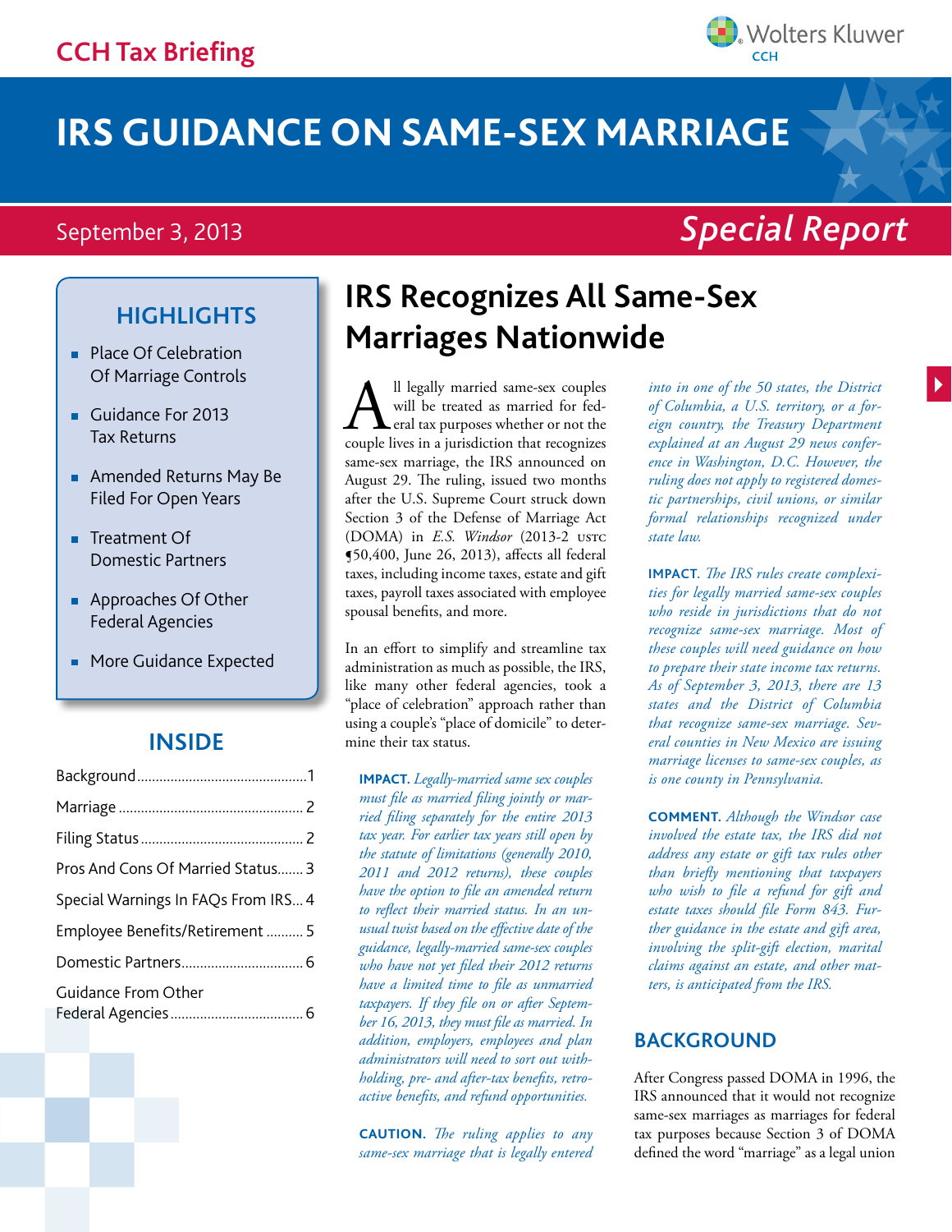CCH Tax Briefing

# IRS GUIDANCE ON SAME-SEX MARRIAGE

September 3, 2013

*Special Report*

## HIGHLIGHTS

- Place Of Celebration Of Marriage Controls
- Guidance For 2013 Tax Returns
- Amended Returns May Be Filed For Open Years
- Treatment Of Domestic Partners
- Approaches Of Other Federal Agencies
- More Guidance Expected

## INSIDE

| | |
|---|---|
| Background | 1 |
| Marriage | 2 |
| Filing Status | 2 |
| Pros And Cons Of Married Status | 3 |
| Special Warnings In FAQs From IRS | 4 |
| Employee Benefits/Retirement | 5 |
| Domestic Partners | 6 |
| Guidance From Other Federal Agencies | 6 |

# IRS Recognizes All Same-Sex Marriages Nationwide

All legally married same-sex couples will be treated as married for federal tax purposes whether or not the couple lives in a jurisdiction that recognizes same-sex marriage, the IRS announced on August 29. The ruling, issued two months after the U.S. Supreme Court struck down Section 3 of the Defense of Marriage Act (DOMA) in *E.S. Windsor* (2013-2 USTC ¶50,400, June 26, 2013), affects all federal taxes, including income taxes, estate and gift taxes, payroll taxes associated with employee spousal benefits, and more.

In an effort to simplify and streamline tax administration as much as possible, the IRS, like many other federal agencies, took a "place of celebration" approach rather than using a couple's "place of domicile" to determine their tax status.

**IMPACT.** *Legally-married same sex couples must file as married filing jointly or married filing separately for the entire 2013 tax year. For earlier tax years still open by the statute of limitations (generally 2010, 2011 and 2012 returns), these couples have the option to file an amended return to reflect their married status. In an unusual twist based on the effective date of the guidance, legally-married same-sex couples who have not yet filed their 2012 returns have a limited time to file as unmarried taxpayers. If they file on or after September 16, 2013, they must file as married. In addition, employers, employees and plan administrators will need to sort out withholding, pre- and after-tax benefits, retroactive benefits, and refund opportunities.*

**CAUTION.** *The ruling applies to any same-sex marriage that is legally entered into in one of the 50 states, the District of Columbia, a U.S. territory, or a foreign country, the Treasury Department explained at an August 29 news conference in Washington, D.C. However, the ruling does not apply to registered domestic partnerships, civil unions, or similar formal relationships recognized under state law.*

**IMPACT.** *The IRS rules create complexities for legally married same-sex couples who reside in jurisdictions that do not recognize same-sex marriage. Most of these couples will need guidance on how to prepare their state income tax returns. As of September 3, 2013, there are 13 states and the District of Columbia that recognize same-sex marriage. Several counties in New Mexico are issuing marriage licenses to same-sex couples, as is one county in Pennsylvania.*

**COMMENT.** *Although the Windsor case involved the estate tax, the IRS did not address any estate or gift tax rules other than briefly mentioning that taxpayers who wish to file a refund for gift and estate taxes should file Form 843. Further guidance in the estate and gift area, involving the split-gift election, marital claims against an estate, and other matters, is anticipated from the IRS.*

## BACKGROUND

After Congress passed DOMA in 1996, the IRS announced that it would not recognize same-sex marriages as marriages for federal tax purposes because Section 3 of DOMA defined the word "marriage" as a legal union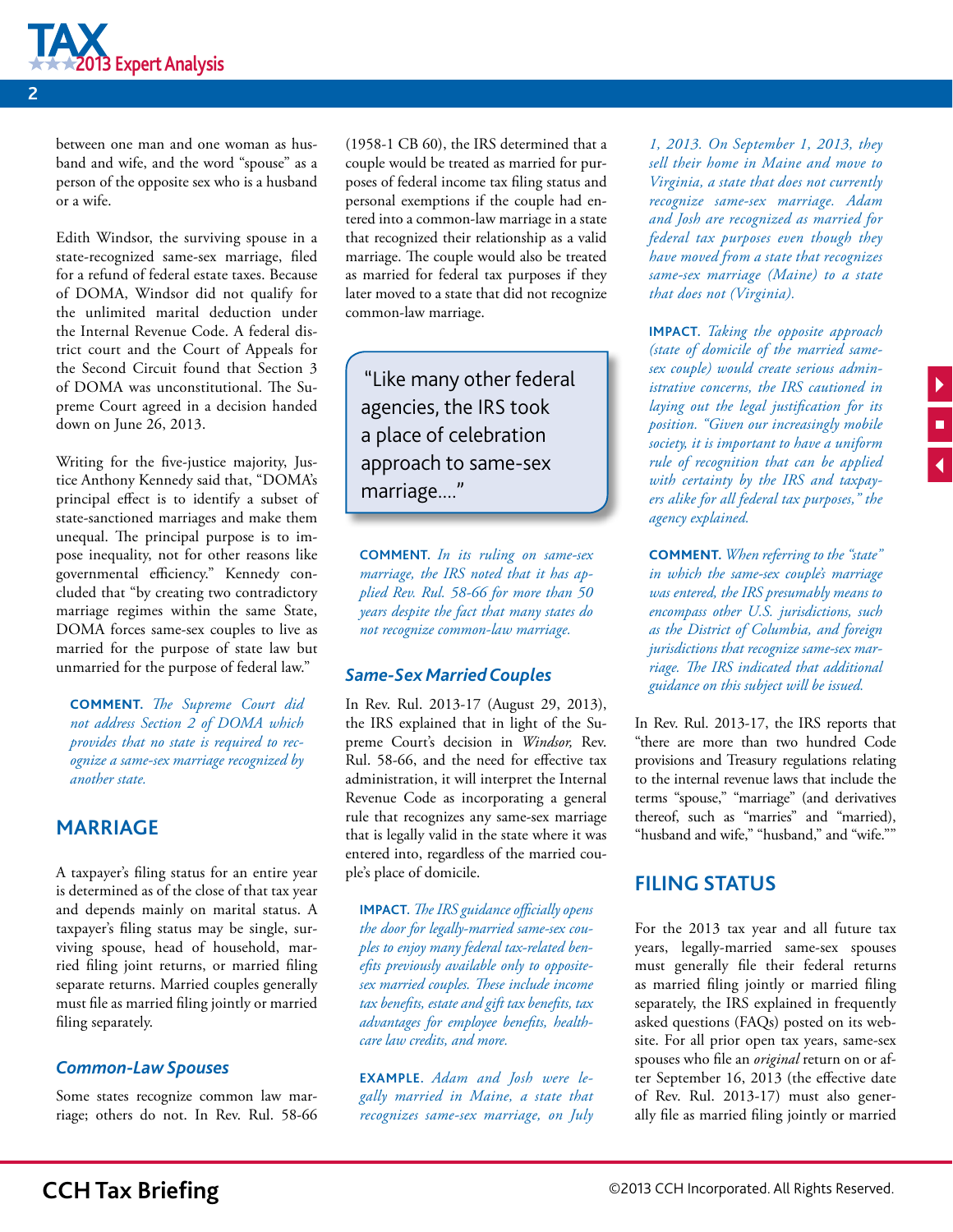between one man and one woman as husband and wife, and the word "spouse" as a person of the opposite sex who is a husband or a wife.

Edith Windsor, the surviving spouse in a state-recognized same-sex marriage, filed for a refund of federal estate taxes. Because of DOMA, Windsor did not qualify for the unlimited marital deduction under the Internal Revenue Code. A federal district court and the Court of Appeals for the Second Circuit found that Section 3 of DOMA was unconstitutional. The Supreme Court agreed in a decision handed down on June 26, 2013.

Writing for the five-justice majority, Justice Anthony Kennedy said that, "DOMA's principal effect is to identify a subset of state-sanctioned marriages and make them unequal. The principal purpose is to impose inequality, not for other reasons like governmental efficiency." Kennedy concluded that "by creating two contradictory marriage regimes within the same State, DOMA forces same-sex couples to live as married for the purpose of state law but unmarried for the purpose of federal law."

**COMMENT.** *The Supreme Court did not address Section 2 of DOMA which provides that no state is required to recognize a same-sex marriage recognized by another state.*

## MARRIAGE

A taxpayer's filing status for an entire year is determined as of the close of that tax year and depends mainly on marital status. A taxpayer's filing status may be single, surviving spouse, head of household, married filing joint returns, or married filing separate returns. Married couples generally must file as married filing jointly or married filing separately.

### *Common-Law Spouses*

Some states recognize common law marriage; others do not. In Rev. Rul. 58-66 (1958-1 CB 60), the IRS determined that a couple would be treated as married for purposes of federal income tax filing status and personal exemptions if the couple had entered into a common-law marriage in a state that recognized their relationship as a valid marriage. The couple would also be treated as married for federal tax purposes if they later moved to a state that did not recognize common-law marriage.

> "Like many other federal agencies, the IRS took a place of celebration approach to same-sex marriage…."

**COMMENT.** *In its ruling on same-sex marriage, the IRS noted that it has applied Rev. Rul. 58-66 for more than 50 years despite the fact that many states do not recognize common-law marriage.*

### *Same-Sex Married Couples*

In Rev. Rul. 2013-17 (August 29, 2013), the IRS explained that in light of the Supreme Court's decision in *Windsor,* Rev. Rul. 58-66, and the need for effective tax administration, it will interpret the Internal Revenue Code as incorporating a general rule that recognizes any same-sex marriage that is legally valid in the state where it was entered into, regardless of the married couple's place of domicile.

**IMPACT.** *The IRS guidance officially opens the door for legally-married same-sex couples to enjoy many federal tax-related benefits previously available only to opposite-sex married couples. These include income tax benefits, estate and gift tax benefits, tax advantages for employee benefits, health-care law credits, and more.*

**EXAMPLE.** *Adam and Josh were legally married in Maine, a state that recognizes same-sex marriage, on July 1, 2013. On September 1, 2013, they sell their home in Maine and move to Virginia, a state that does not currently recognize same-sex marriage. Adam and Josh are recognized as married for federal tax purposes even though they have moved from a state that recognizes same-sex marriage (Maine) to a state that does not (Virginia).*

**IMPACT.** *Taking the opposite approach (state of domicile of the married same-sex couple) would create serious administrative concerns, the IRS cautioned in laying out the legal justification for its position. "Given our increasingly mobile society, it is important to have a uniform rule of recognition that can be applied with certainty by the IRS and taxpayers alike for all federal tax purposes," the agency explained.*

**COMMENT.** *When referring to the "state" in which the same-sex couple's marriage was entered, the IRS presumably means to encompass other U.S. jurisdictions, such as the District of Columbia, and foreign jurisdictions that recognize same-sex marriage. The IRS indicated that additional guidance on this subject will be issued.*

In Rev. Rul. 2013-17, the IRS reports that "there are more than two hundred Code provisions and Treasury regulations relating to the internal revenue laws that include the terms "spouse," "marriage" (and derivatives thereof, such as "marries" and "married), "husband and wife," "husband," and "wife.""

## FILING STATUS

For the 2013 tax year and all future tax years, legally-married same-sex spouses must generally file their federal returns as married filing jointly or married filing separately, the IRS explained in frequently asked questions (FAQs) posted on its website. For all prior open tax years, same-sex spouses who file an *original* return on or after September 16, 2013 (the effective date of Rev. Rul. 2013-17) must also generally file as married filing jointly or married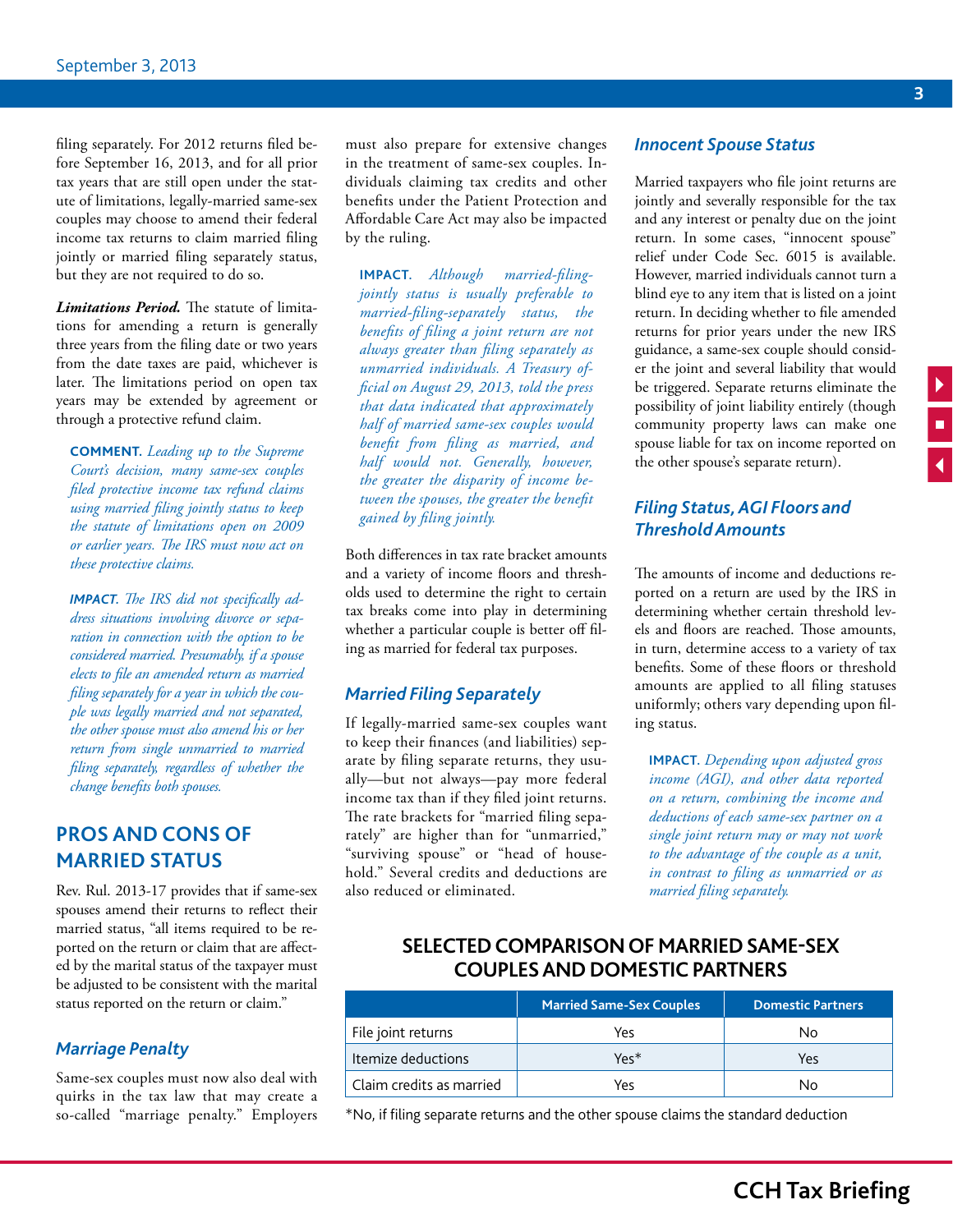filing separately. For 2012 returns filed before September 16, 2013, and for all prior tax years that are still open under the statute of limitations, legally-married same-sex couples may choose to amend their federal income tax returns to claim married filing jointly or married filing separately status, but they are not required to do so.

***Limitations Period.*** The statute of limitations for amending a return is generally three years from the filing date or two years from the date taxes are paid, whichever is later. The limitations period on open tax years may be extended by agreement or through a protective refund claim.

**COMMENT.** *Leading up to the Supreme Court's decision, many same-sex couples filed protective income tax refund claims using married filing jointly status to keep the statute of limitations open on 2009 or earlier years. The IRS must now act on these protective claims.*

**IMPACT.** *The IRS did not specifically address situations involving divorce or separation in connection with the option to be considered married. Presumably, if a spouse elects to file an amended return as married filing separately for a year in which the couple was legally married and not separated, the other spouse must also amend his or her return from single unmarried to married filing separately, regardless of whether the change benefits both spouses.*

## PROS AND CONS OF MARRIED STATUS

Rev. Rul. 2013-17 provides that if same-sex spouses amend their returns to reflect their married status, "all items required to be reported on the return or claim that are affected by the marital status of the taxpayer must be adjusted to be consistent with the marital status reported on the return or claim."

### Marriage Penalty

Same-sex couples must now also deal with quirks in the tax law that may create a so-called "marriage penalty." Employers must also prepare for extensive changes in the treatment of same-sex couples. Individuals claiming tax credits and other benefits under the Patient Protection and Affordable Care Act may also be impacted by the ruling.

**IMPACT.** *Although married-filing-jointly status is usually preferable to married-filing-separately status, the benefits of filing a joint return are not always greater than filing separately as unmarried individuals. A Treasury official on August 29, 2013, told the press that data indicated that approximately half of married same-sex couples would benefit from filing as married, and half would not. Generally, however, the greater the disparity of income between the spouses, the greater the benefit gained by filing jointly.*

Both differences in tax rate bracket amounts and a variety of income floors and thresholds used to determine the right to certain tax breaks come into play in determining whether a particular couple is better off filing as married for federal tax purposes.

### Married Filing Separately

If legally-married same-sex couples want to keep their finances (and liabilities) separate by filing separate returns, they usually—but not always—pay more federal income tax than if they filed joint returns. The rate brackets for "married filing separately" are higher than for "unmarried," "surviving spouse" or "head of household." Several credits and deductions are also reduced or eliminated.

### Innocent Spouse Status

Married taxpayers who file joint returns are jointly and severally responsible for the tax and any interest or penalty due on the joint return. In some cases, "innocent spouse" relief under Code Sec. 6015 is available. However, married individuals cannot turn a blind eye to any item that is listed on a joint return. In deciding whether to file amended returns for prior years under the new IRS guidance, a same-sex couple should consider the joint and several liability that would be triggered. Separate returns eliminate the possibility of joint liability entirely (though community property laws can make one spouse liable for tax on income reported on the other spouse's separate return).

### Filing Status, AGI Floors and Threshold Amounts

The amounts of income and deductions reported on a return are used by the IRS in determining whether certain threshold levels and floors are reached. Those amounts, in turn, determine access to a variety of tax benefits. Some of these floors or threshold amounts are applied to all filing statuses uniformly; others vary depending upon filing status.

**IMPACT.** *Depending upon adjusted gross income (AGI), and other data reported on a return, combining the income and deductions of each same-sex partner on a single joint return may or may not work to the advantage of the couple as a unit, in contrast to filing as unmarried or as married filing separately.*

### SELECTED COMPARISON OF MARRIED SAME-SEX COUPLES AND DOMESTIC PARTNERS

| | Married Same-Sex Couples | Domestic Partners |
|---|---|---|
| File joint returns | Yes | No |
| Itemize deductions | Yes* | Yes |
| Claim credits as married | Yes | No |

*No, if filing separate returns and the other spouse claims the standard deduction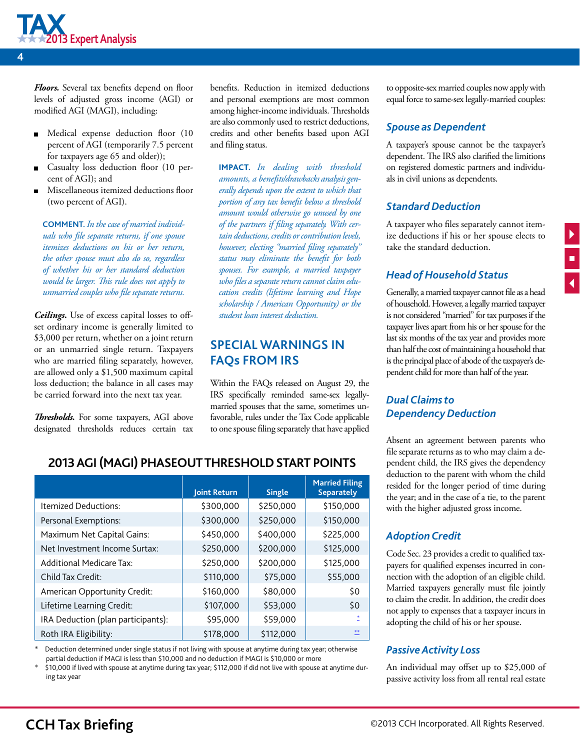***Floors.*** Several tax benefits depend on floor levels of adjusted gross income (AGI) or modified AGI (MAGI), including:

- Medical expense deduction floor (10 percent of AGI (temporarily 7.5 percent for taxpayers age 65 and older));
- Casualty loss deduction floor (10 percent of AGI); and
- Miscellaneous itemized deductions floor (two percent of AGI).

**COMMENT.** *In the case of married individuals who file separate returns, if one spouse itemizes deductions on his or her return, the other spouse must also do so, regardless of whether his or her standard deduction would be larger. This rule does not apply to unmarried couples who file separate returns.*

***Ceilings.*** Use of excess capital losses to offset ordinary income is generally limited to $3,000 per return, whether on a joint return or an unmarried single return. Taxpayers who are married filing separately, however, are allowed only a $1,500 maximum capital loss deduction; the balance in all cases may be carried forward into the next tax year.

***Thresholds.*** For some taxpayers, AGI above designated thresholds reduces certain tax benefits. Reduction in itemized deductions and personal exemptions are most common among higher-income individuals. Thresholds are also commonly used to restrict deductions, credits and other benefits based upon AGI and filing status.

**IMPACT.** *In dealing with threshold amounts, a benefits/drawbacks analysis generally depends upon the extent to which that portion of any tax benefit below a threshold amount would otherwise go unused by one of the partners if filing separately. With certain deductions, credits or contribution levels, however, electing "married filing separately" status may eliminate the benefit for both spouses. For example, a married taxpayer who files a separate return cannot claim education credits (lifetime learning and Hope scholarship / American Opportunity) or the student loan interest deduction.*

## SPECIAL WARNINGS IN FAQs FROM IRS

Within the FAQs released on August 29, the IRS specifically reminded same-sex legally-married spouses that the same, sometimes unfavorable, rules under the Tax Code applicable to one spouse filing separately that have applied to opposite-sex married couples now apply with equal force to same-sex legally-married couples:

### *Spouse as Dependent*

A taxpayer's spouse cannot be the taxpayer's dependent. The IRS also clarified the limitions on registered domestic partners and individuals in civil unions as dependents.

### *Standard Deduction*

A taxpayer who files separately cannot itemize deductions if his or her spouse elects to take the standard deduction.

### *Head of Household Status*

Generally, a married taxpayer cannot file as a head of household. However, a legally married taxpayer is not considered "married" for tax purposes if the taxpayer lives apart from his or her spouse for the last six months of the tax year and provides more than half the cost of maintaining a household that is the principal place of abode of the taxpayer's dependent child for more than half of the year.

### *Dual Claims to Dependency Deduction*

Absent an agreement between parents who file separate returns as to who may claim a dependent child, the IRS gives the dependency deduction to the parent with whom the child resided for the longer period of time during the year; and in the case of a tie, to the parent with the higher adjusted gross income.

### *Adoption Credit*

Code Sec. 23 provides a credit to qualified taxpayers for qualified expenses incurred in connection with the adoption of an eligible child. Married taxpayers generally must file jointly to claim the credit. In addition, the credit does not apply to expenses that a taxpayer incurs in adopting the child of his or her spouse.

### *Passive Activity Loss*

An individual may offset up to $25,000 of passive activity loss from all rental real estate

## 2013 AGI (MAGI) PHASEOUT THRESHOLD START POINTS

| | Joint Return | Single | Married Filing Separately |
|---|---|---|---|
| Itemized Deductions: | $300,000 | $250,000 | $150,000 |
| Personal Exemptions: | $300,000 | $250,000 | $150,000 |
| Maximum Net Capital Gains: | $450,000 | $400,000 | $225,000 |
| Net Investment Income Surtax: | $250,000 | $200,000 | $125,000 |
| Additional Medicare Tax: | $250,000 | $200,000 | $125,000 |
| Child Tax Credit: | $110,000 | $75,000 | $55,000 |
| American Opportunity Credit: | $160,000 | $80,000 | $0 |
| Lifetime Learning Credit: | $107,000 | $53,000 | $0 |
| IRA Deduction (plan participants): | $95,000 | $59,000 | * |
| Roth IRA Eligibility: | $178,000 | $112,000 | ** |

\* Deduction determined under single status if not living with spouse at anytime during tax year; otherwise partial deduction if MAGI is less than $10,000 and no deduction if MAGI is $10,000 or more

\* $10,000 if lived with spouse at anytime during tax year; $112,000 if did not live with spouse at anytime during tax year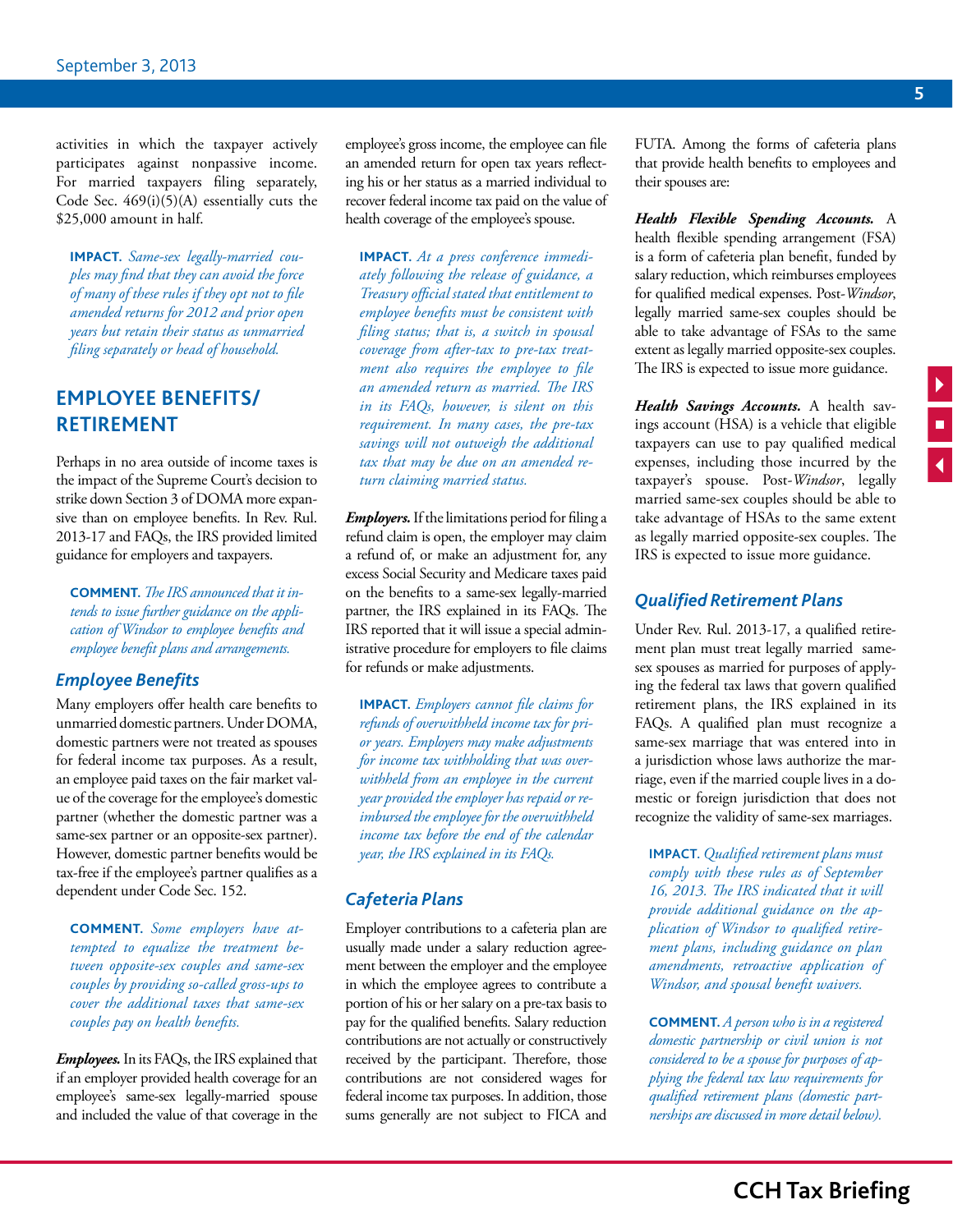activities in which the taxpayer actively participates against nonpassive income. For married taxpayers filing separately, Code Sec. 469(i)(5)(A) essentially cuts the $25,000 amount in half.

**IMPACT.** *Same-sex legally-married couples may find that they can avoid the force of many of these rules if they opt not to file amended returns for 2012 and prior open years but retain their status as unmarried filing separately or head of household.*

## EMPLOYEE BENEFITS/ RETIREMENT

Perhaps in no area outside of income taxes is the impact of the Supreme Court's decision to strike down Section 3 of DOMA more expansive than on employee benefits. In Rev. Rul. 2013-17 and FAQs, the IRS provided limited guidance for employers and taxpayers.

**COMMENT.** *The IRS announced that it intends to issue further guidance on the application of Windsor to employee benefits and employee benefit plans and arrangements.*

### Employee Benefits

Many employers offer health care benefits to unmarried domestic partners. Under DOMA, domestic partners were not treated as spouses for federal income tax purposes. As a result, an employee paid taxes on the fair market value of the coverage for the employee's domestic partner (whether the domestic partner was a same-sex partner or an opposite-sex partner). However, domestic partner benefits would be tax-free if the employee's partner qualifies as a dependent under Code Sec. 152.

**COMMENT.** *Some employers have attempted to equalize the treatment between opposite-sex couples and same-sex couples by providing so-called gross-ups to cover the additional taxes that same-sex couples pay on health benefits.*

***Employees.*** In its FAQs, the IRS explained that if an employer provided health coverage for an employee's same-sex legally-married spouse and included the value of that coverage in the employee's gross income, the employee can file an amended return for open tax years reflecting his or her status as a married individual to recover federal income tax paid on the value of health coverage of the employee's spouse.

**IMPACT.** *At a press conference immediately following the release of guidance, a Treasury official stated that entitlement to employee benefits must be consistent with filing status; that is, a switch in spousal coverage from after-tax to pre-tax treatment also requires the employee to file an amended return as married. The IRS in its FAQs, however, is silent on this requirement. In many cases, the pre-tax savings will not outweigh the additional tax that may be due on an amended return claiming married status.*

***Employers.*** If the limitations period for filing a refund claim is open, the employer may claim a refund of, or make an adjustment for, any excess Social Security and Medicare taxes paid on the benefits to a same-sex legally-married partner, the IRS explained in its FAQs. The IRS reported that it will issue a special administrative procedure for employers to file claims for refunds or make adjustments.

**IMPACT.** *Employers cannot file claims for refunds of overwithheld income tax for prior years. Employers may make adjustments for income tax withholding that was overwithheld from an employee in the current year provided the employer has repaid or reimbursed the employee for the overwithheld income tax before the end of the calendar year, the IRS explained in its FAQs.*

### Cafeteria Plans

Employer contributions to a cafeteria plan are usually made under a salary reduction agreement between the employer and the employee in which the employee agrees to contribute a portion of his or her salary on a pre-tax basis to pay for the qualified benefits. Salary reduction contributions are not actually or constructively received by the participant. Therefore, those contributions are not considered wages for federal income tax purposes. In addition, those sums generally are not subject to FICA and FUTA. Among the forms of cafeteria plans that provide health benefits to employees and their spouses are:

***Health Flexible Spending Accounts.*** A health flexible spending arrangement (FSA) is a form of cafeteria plan benefit, funded by salary reduction, which reimburses employees for qualified medical expenses. Post-*Windsor*, legally married same-sex couples should be able to take advantage of FSAs to the same extent as legally married opposite-sex couples. The IRS is expected to issue more guidance.

***Health Savings Accounts.*** A health savings account (HSA) is a vehicle that eligible taxpayers can use to pay qualified medical expenses, including those incurred by the taxpayer's spouse. Post-*Windsor*, legally married same-sex couples should be able to take advantage of HSAs to the same extent as legally married opposite-sex couples. The IRS is expected to issue more guidance.

### Qualified Retirement Plans

Under Rev. Rul. 2013-17, a qualified retirement plan must treat legally married same-sex spouses as married for purposes of applying the federal tax laws that govern qualified retirement plans, the IRS explained in its FAQs. A qualified plan must recognize a same-sex marriage that was entered into in a jurisdiction whose laws authorize the marriage, even if the married couple lives in a domestic or foreign jurisdiction that does not recognize the validity of same-sex marriages.

**IMPACT.** *Qualified retirement plans must comply with these rules as of September 16, 2013. The IRS indicated that it will provide additional guidance on the application of Windsor to qualified retirement plans, including guidance on plan amendments, retroactive application of Windsor, and spousal benefit waivers.*

**COMMENT.** *A person who is in a registered domestic partnership or civil union is not considered to be a spouse for purposes of applying the federal tax law requirements for qualified retirement plans (domestic partnerships are discussed in more detail below).*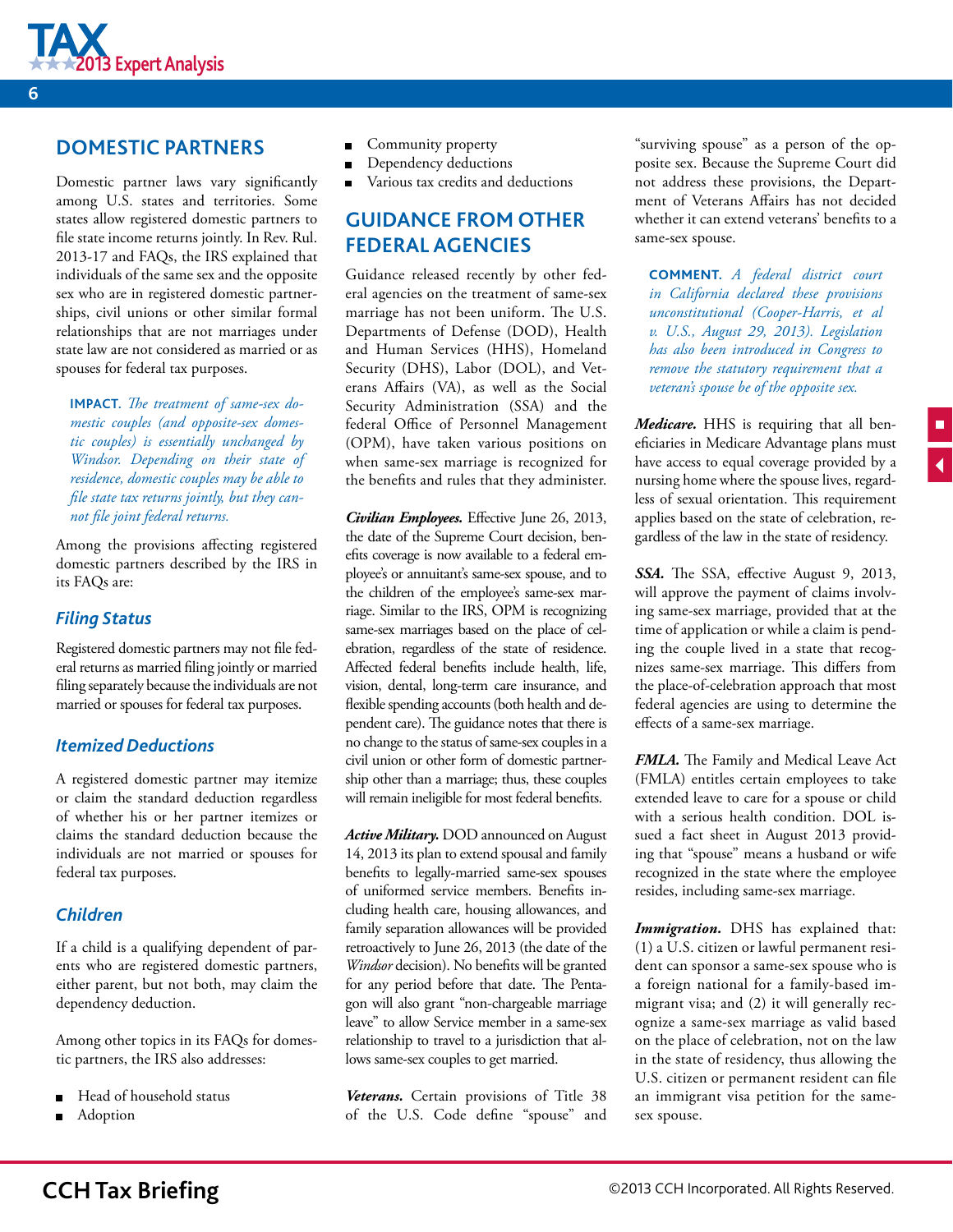## DOMESTIC PARTNERS

Domestic partner laws vary significantly among U.S. states and territories. Some states allow registered domestic partners to file state income returns jointly. In Rev. Rul. 2013-17 and FAQs, the IRS explained that individuals of the same sex and the opposite sex who are in registered domestic partnerships, civil unions or other similar formal relationships that are not marriages under state law are not considered as married or as spouses for federal tax purposes.

**IMPACT.** *The treatment of same-sex domestic couples (and opposite-sex domestic couples) is essentially unchanged by Windsor. Depending on their state of residence, domestic couples may be able to file state tax returns jointly, but they cannot file joint federal returns.*

Among the provisions affecting registered domestic partners described by the IRS in its FAQs are:

### Filing Status

Registered domestic partners may not file federal returns as married filing jointly or married filing separately because the individuals are not married or spouses for federal tax purposes.

### Itemized Deductions

A registered domestic partner may itemize or claim the standard deduction regardless of whether his or her partner itemizes or claims the standard deduction because the individuals are not married or spouses for federal tax purposes.

### Children

If a child is a qualifying dependent of parents who are registered domestic partners, either parent, but not both, may claim the dependency deduction.

Among other topics in its FAQs for domestic partners, the IRS also addresses:

- Head of household status
- Adoption
- Community property
- Dependency deductions
- Various tax credits and deductions

## GUIDANCE FROM OTHER FEDERAL AGENCIES

Guidance released recently by other federal agencies on the treatment of same-sex marriage has not been uniform. The U.S. Departments of Defense (DOD), Health and Human Services (HHS), Homeland Security (DHS), Labor (DOL), and Veterans Affairs (VA), as well as the Social Security Administration (SSA) and the federal Office of Personnel Management (OPM), have taken various positions on when same-sex marriage is recognized for the benefits and rules that they administer.

***Civilian Employees.*** Effective June 26, 2013, the date of the Supreme Court decision, benefits coverage is now available to a federal employee's or annuitant's same-sex spouse, and to the children of the employee's same-sex marriage. Similar to the IRS, OPM is recognizing same-sex marriages based on the place of celebration, regardless of the state of residence. Affected federal benefits include health, life, vision, dental, long-term care insurance, and flexible spending accounts (both health and dependent care). The guidance notes that there is no change to the status of same-sex couples in a civil union or other form of domestic partnership other than a marriage; thus, these couples will remain ineligible for most federal benefits.

***Active Military.*** DOD announced on August 14, 2013 its plan to extend spousal and family benefits to legally-married same-sex spouses of uniformed service members. Benefits including health care, housing allowances, and family separation allowances will be provided retroactively to June 26, 2013 (the date of the *Windsor* decision). No benefits will be granted for any period before that date. The Pentagon will also grant "non-chargeable marriage leave" to allow Service member in a same-sex relationship to travel to a jurisdiction that allows same-sex couples to get married.

***Veterans.*** Certain provisions of Title 38 of the U.S. Code define "spouse" and "surviving spouse" as a person of the opposite sex. Because the Supreme Court did not address these provisions, the Department of Veterans Affairs has not decided whether it can extend veterans' benefits to a same-sex spouse.

**COMMENT.** *A federal district court in California declared these provisions unconstitutional (Cooper-Harris, et al v. U.S., August 29, 2013). Legislation has also been introduced in Congress to remove the statutory requirement that a veteran's spouse be of the opposite sex.*

***Medicare.*** HHS is requiring that all beneficiaries in Medicare Advantage plans must have access to equal coverage provided by a nursing home where the spouse lives, regardless of sexual orientation. This requirement applies based on the state of celebration, regardless of the law in the state of residency.

***SSA.*** The SSA, effective August 9, 2013, will approve the payment of claims involving same-sex marriage, provided that at the time of application or while a claim is pending the couple lived in a state that recognizes same-sex marriage. This differs from the place-of-celebration approach that most federal agencies are using to determine the effects of a same-sex marriage.

***FMLA.*** The Family and Medical Leave Act (FMLA) entitles certain employees to take extended leave to care for a spouse or child with a serious health condition. DOL issued a fact sheet in August 2013 providing that "spouse" means a husband or wife recognized in the state where the employee resides, including same-sex marriage.

***Immigration.*** DHS has explained that: (1) a U.S. citizen or lawful permanent resident can sponsor a same-sex spouse who is a foreign national for a family-based immigrant visa; and (2) it will generally recognize a same-sex marriage as valid based on the place of celebration, not on the law in the state of residency, thus allowing the U.S. citizen or permanent resident can file an immigrant visa petition for the same-sex spouse.